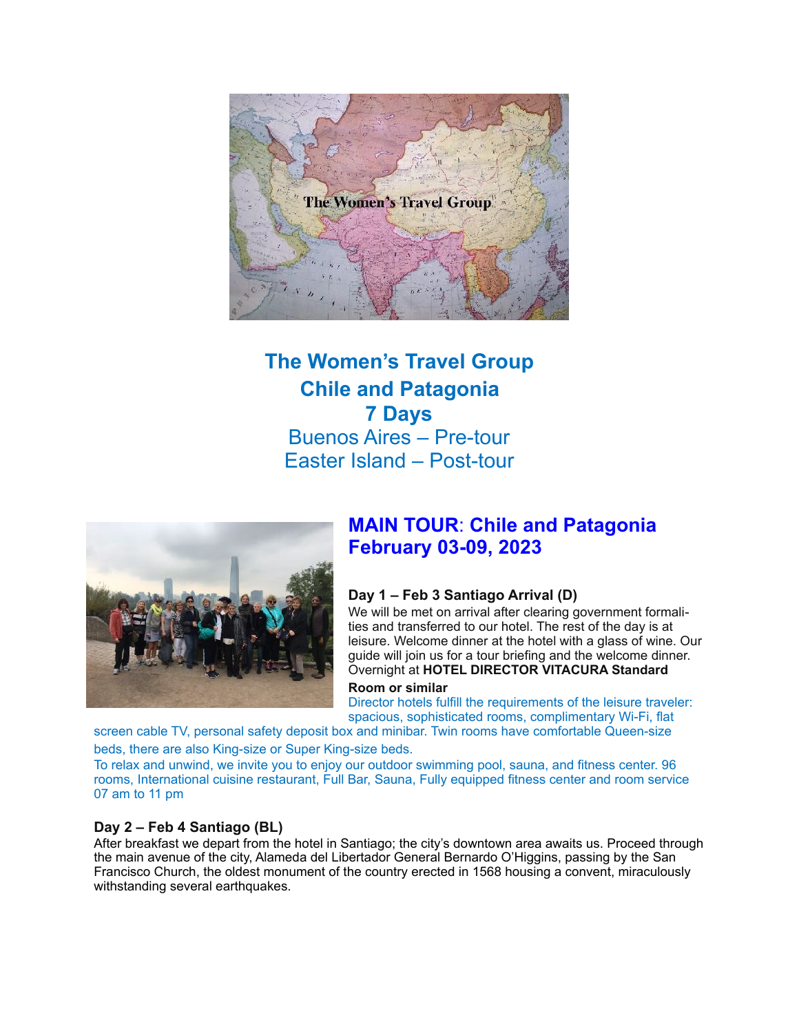# The Women's Travel Group

## Chile and Patagonia

## 7 Days

Buenos Aires – Pre-tour

Easter Island – Post-tour

## MAIN TOUR: Chile and Patagonia February 03-09, 2023

### Day 1 – Feb 3 Santiago Arrival (D)

We will be met on arrival after clearing government formalities and transferred to our hotel. The rest of the day is at leisure. Welcome dinner at the hotel with a glass of wine. Our guide will join us for a tour briefing and the welcome dinner. Overnight at **HOTEL DIRECTOR VITACURA Standard Room or similar**

Director hotels fulfill the requirements of the leisure traveler: spacious, sophisticated rooms, complimentary Wi-Fi, flat screen cable TV, personal safety deposit box and minibar. Twin rooms have comfortable Queen-size beds, there are also King-size or Super King-size beds.

To relax and unwind, we invite you to enjoy our outdoor swimming pool, sauna, and fitness center. 96 rooms, International cuisine restaurant, Full Bar, Sauna, Fully equipped fitness center and room service 07 am to 11 pm

### Day 2 – Feb 4 Santiago (BL)

After breakfast we depart from the hotel in Santiago; the city's downtown area awaits us. Proceed through the main avenue of the city, Alameda del Libertador General Bernardo O'Higgins, passing by the San Francisco Church, the oldest monument of the country erected in 1568 housing a convent, miraculously withstanding several earthquakes.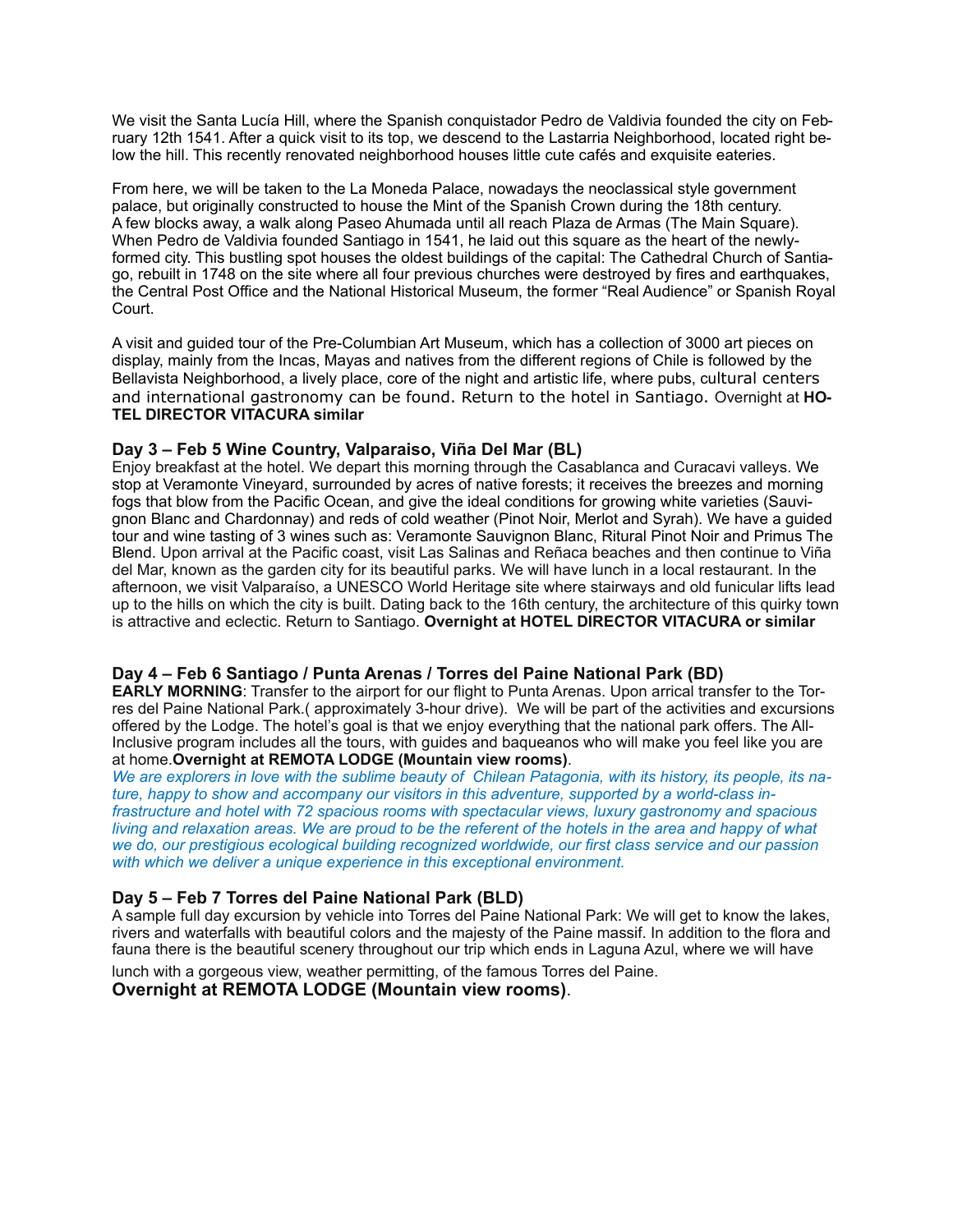We visit the Santa Lucía Hill, where the Spanish conquistador Pedro de Valdivia founded the city on February 12th 1541. After a quick visit to its top, we descend to the Lastarria Neighborhood, located right below the hill. This recently renovated neighborhood houses little cute cafés and exquisite eateries.

From here, we will be taken to the La Moneda Palace, nowadays the neoclassical style government palace, but originally constructed to house the Mint of the Spanish Crown during the 18th century. A few blocks away, a walk along Paseo Ahumada until all reach Plaza de Armas (The Main Square). When Pedro de Valdivia founded Santiago in 1541, he laid out this square as the heart of the newly-formed city. This bustling spot houses the oldest buildings of the capital: The Cathedral Church of Santiago, rebuilt in 1748 on the site where all four previous churches were destroyed by fires and earthquakes, the Central Post Office and the National Historical Museum, the former "Real Audience" or Spanish Royal Court.

A visit and guided tour of the Pre-Columbian Art Museum, which has a collection of 3000 art pieces on display, mainly from the Incas, Mayas and natives from the different regions of Chile is followed by the Bellavista Neighborhood, a lively place, core of the night and artistic life, where pubs, cultural centers and international gastronomy can be found. Return to the hotel in Santiago. Overnight at **HOTEL DIRECTOR VITACURA similar**

### Day 3 – Feb 5 Wine Country, Valparaiso, Viña Del Mar (BL)

Enjoy breakfast at the hotel. We depart this morning through the Casablanca and Curacavi valleys. We stop at Veramonte Vineyard, surrounded by acres of native forests; it receives the breezes and morning fogs that blow from the Pacific Ocean, and give the ideal conditions for growing white varieties (Sauvignon Blanc and Chardonnay) and reds of cold weather (Pinot Noir, Merlot and Syrah). We have a guided tour and wine tasting of 3 wines such as: Veramonte Sauvignon Blanc, Ritural Pinot Noir and Primus The Blend. Upon arrival at the Pacific coast, visit Las Salinas and Reñaca beaches and then continue to Viña del Mar, known as the garden city for its beautiful parks. We will have lunch in a local restaurant. In the afternoon, we visit Valparaíso, a UNESCO World Heritage site where stairways and old funicular lifts lead up to the hills on which the city is built. Dating back to the 16th century, the architecture of this quirky town is attractive and eclectic. Return to Santiago. **Overnight at HOTEL DIRECTOR VITACURA or similar**

### Day 4 – Feb 6 Santiago / Punta Arenas / Torres del Paine National Park (BD)

**EARLY MORNING**: Transfer to the airport for our flight to Punta Arenas. Upon arrical transfer to the Torres del Paine National Park.( approximately 3-hour drive). We will be part of the activities and excursions offered by the Lodge. The hotel's goal is that we enjoy everything that the national park offers. The All-Inclusive program includes all the tours, with guides and baqueanos who will make you feel like you are at home.**Overnight at REMOTA LODGE (Mountain view rooms)**.

*We are explorers in love with the sublime beauty of Chilean Patagonia, with its history, its people, its nature, happy to show and accompany our visitors in this adventure, supported by a world-class infrastructure and hotel with 72 spacious rooms with spectacular views, luxury gastronomy and spacious living and relaxation areas. We are proud to be the referent of the hotels in the area and happy of what we do, our prestigious ecological building recognized worldwide, our first class service and our passion with which we deliver a unique experience in this exceptional environment.*

### Day 5 – Feb 7 Torres del Paine National Park (BLD)

A sample full day excursion by vehicle into Torres del Paine National Park: We will get to know the lakes, rivers and waterfalls with beautiful colors and the majesty of the Paine massif. In addition to the flora and fauna there is the beautiful scenery throughout our trip which ends in Laguna Azul, where we will have lunch with a gorgeous view, weather permitting, of the famous Torres del Paine.

**Overnight at REMOTA LODGE (Mountain view rooms)**.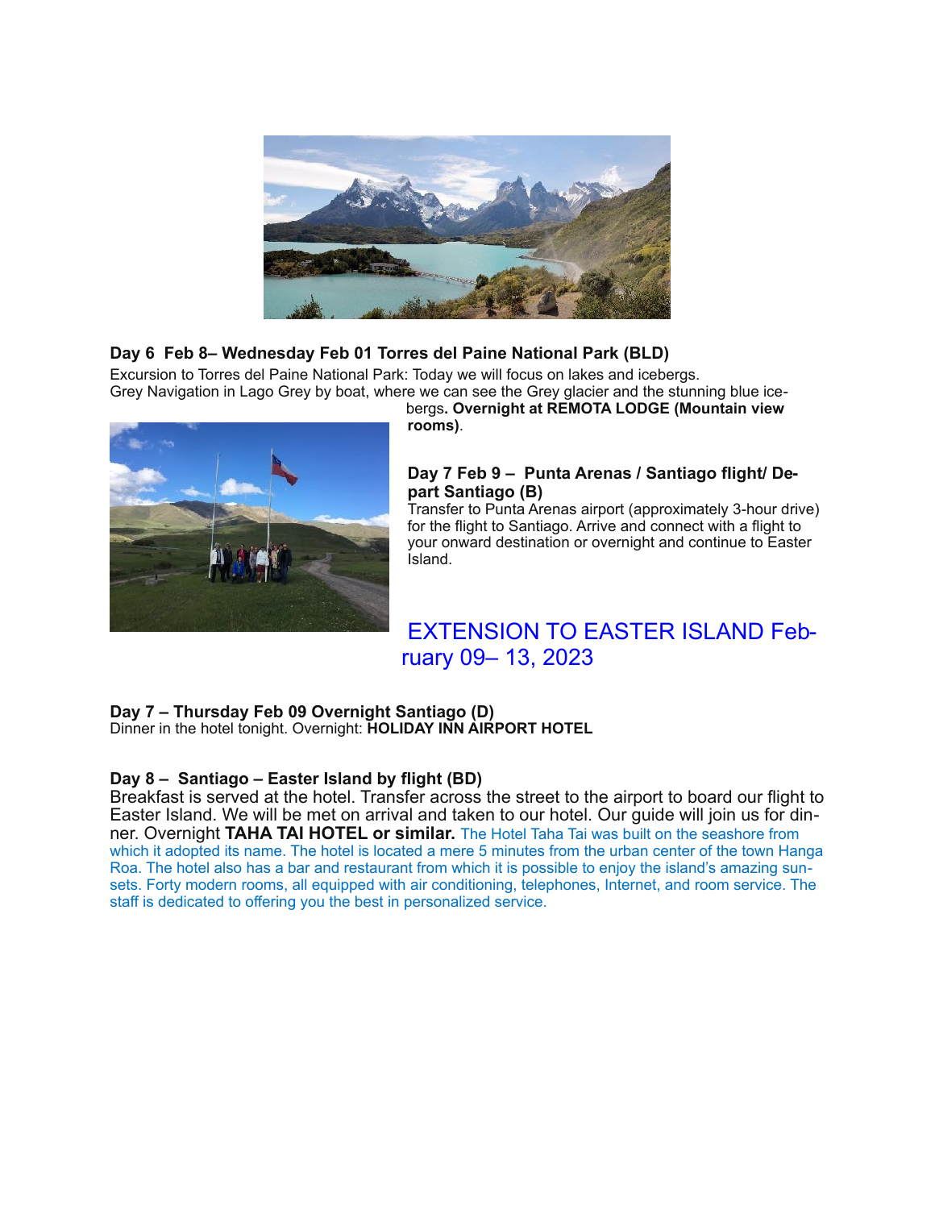**Day 6 Feb 8– Wednesday Feb 01 Torres del Paine National Park (BLD)**

Excursion to Torres del Paine National Park: Today we will focus on lakes and icebergs. Grey Navigation in Lago Grey by boat, where we can see the Grey glacier and the stunning blue icebergs**. Overnight at REMOTA LODGE (Mountain view rooms)**.

**Day 7 Feb 9 – Punta Arenas / Santiago flight/ Depart Santiago (B)**

Transfer to Punta Arenas airport (approximately 3-hour drive) for the flight to Santiago. Arrive and connect with a flight to your onward destination or overnight and continue to Easter Island.

## EXTENSION TO EASTER ISLAND February 09– 13, 2023

**Day 7 – Thursday Feb 09 Overnight Santiago (D)**

Dinner in the hotel tonight. Overnight: **HOLIDAY INN AIRPORT HOTEL**

**Day 8 – Santiago – Easter Island by flight (BD)**

Breakfast is served at the hotel. Transfer across the street to the airport to board our flight to Easter Island. We will be met on arrival and taken to our hotel. Our guide will join us for dinner. Overnight **TAHA TAI HOTEL or similar.** The Hotel Taha Tai was built on the seashore from which it adopted its name. The hotel is located a mere 5 minutes from the urban center of the town Hanga Roa. The hotel also has a bar and restaurant from which it is possible to enjoy the island's amazing sunsets. Forty modern rooms, all equipped with air conditioning, telephones, Internet, and room service. The staff is dedicated to offering you the best in personalized service.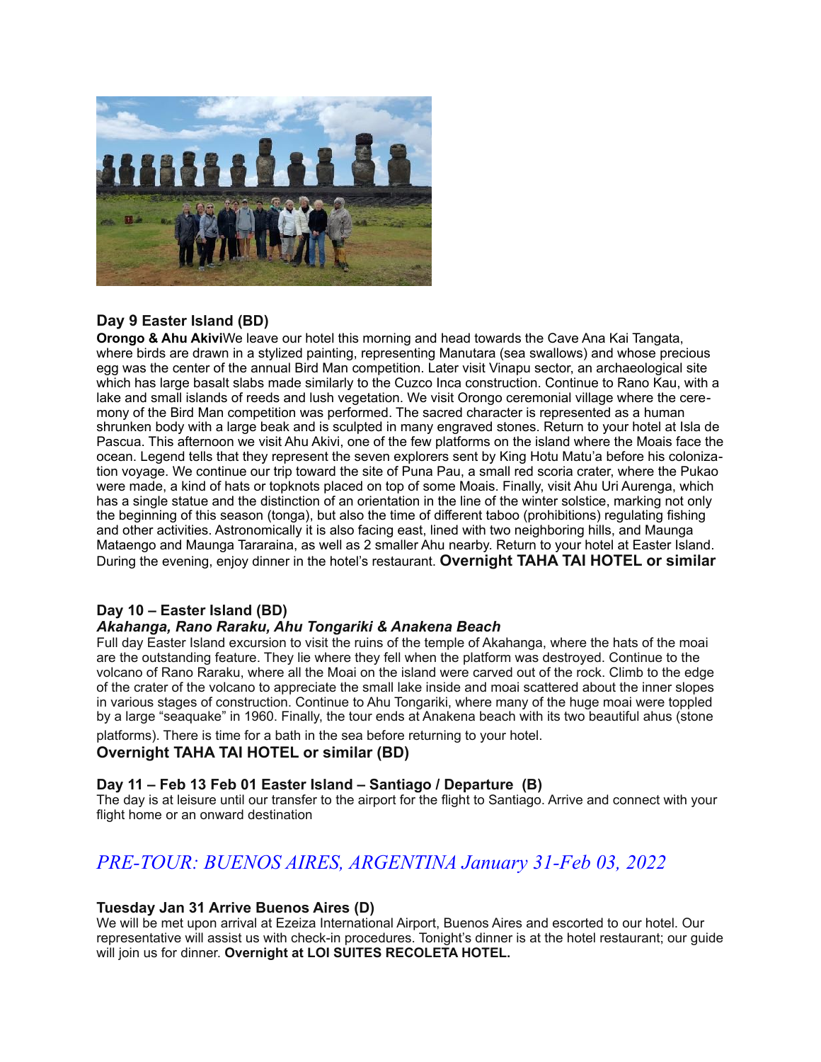### Day 9 Easter Island (BD)

**Orongo & Ahu Akivi**We leave our hotel this morning and head towards the Cave Ana Kai Tangata, where birds are drawn in a stylized painting, representing Manutara (sea swallows) and whose precious egg was the center of the annual Bird Man competition. Later visit Vinapu sector, an archaeological site which has large basalt slabs made similarly to the Cuzco Inca construction. Continue to Rano Kau, with a lake and small islands of reeds and lush vegetation. We visit Orongo ceremonial village where the ceremony of the Bird Man competition was performed. The sacred character is represented as a human shrunken body with a large beak and is sculpted in many engraved stones. Return to your hotel at Isla de Pascua. This afternoon we visit Ahu Akivi, one of the few platforms on the island where the Moais face the ocean. Legend tells that they represent the seven explorers sent by King Hotu Matu'a before his colonization voyage. We continue our trip toward the site of Puna Pau, a small red scoria crater, where the Pukao were made, a kind of hats or topknots placed on top of some Moais. Finally, visit Ahu Uri Aurenga, which has a single statue and the distinction of an orientation in the line of the winter solstice, marking not only the beginning of this season (tonga), but also the time of different taboo (prohibitions) regulating fishing and other activities. Astronomically it is also facing east, lined with two neighboring hills, and Maunga Mataengo and Maunga Tararaina, as well as 2 smaller Ahu nearby. Return to your hotel at Easter Island. During the evening, enjoy dinner in the hotel's restaurant. **Overnight TAHA TAI HOTEL or similar**

### Day 10 – Easter Island (BD)

***Akahanga, Rano Raraku, Ahu Tongariki & Anakena Beach***

Full day Easter Island excursion to visit the ruins of the temple of Akahanga, where the hats of the moai are the outstanding feature. They lie where they fell when the platform was destroyed. Continue to the volcano of Rano Raraku, where all the Moai on the island were carved out of the rock. Climb to the edge of the crater of the volcano to appreciate the small lake inside and moai scattered about the inner slopes in various stages of construction. Continue to Ahu Tongariki, where many of the huge moai were toppled by a large "seaquake" in 1960. Finally, the tour ends at Anakena beach with its two beautiful ahus (stone platforms). There is time for a bath in the sea before returning to your hotel.

**Overnight TAHA TAI HOTEL or similar (BD)**

### Day 11 – Feb 13 Feb 01 Easter Island – Santiago / Departure (B)

The day is at leisure until our transfer to the airport for the flight to Santiago. Arrive and connect with your flight home or an onward destination

## *PRE-TOUR: BUENOS AIRES, ARGENTINA January 31-Feb 03, 2022*

### Tuesday Jan 31 Arrive Buenos Aires (D)

We will be met upon arrival at Ezeiza International Airport, Buenos Aires and escorted to our hotel. Our representative will assist us with check-in procedures. Tonight's dinner is at the hotel restaurant; our guide will join us for dinner. **Overnight at LOI SUITES RECOLETA HOTEL.**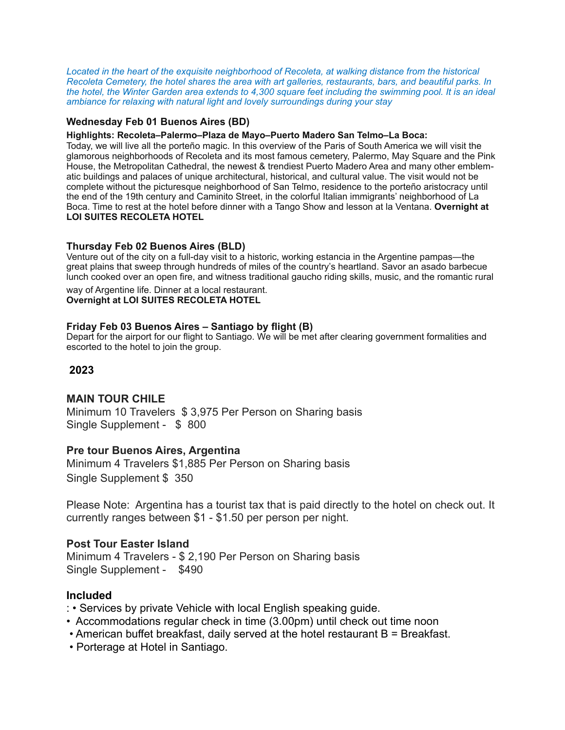*Located in the heart of the exquisite neighborhood of Recoleta, at walking distance from the historical Recoleta Cemetery, the hotel shares the area with art galleries, restaurants, bars, and beautiful parks. In the hotel, the Winter Garden area extends to 4,300 square feet including the swimming pool. It is an ideal ambiance for relaxing with natural light and lovely surroundings during your stay*

### Wednesday Feb 01 Buenos Aires (BD)

**Highlights: Recoleta–Palermo–Plaza de Mayo–Puerto Madero San Telmo–La Boca:**
Today, we will live all the porteño magic. In this overview of the Paris of South America we will visit the glamorous neighborhoods of Recoleta and its most famous cemetery, Palermo, May Square and the Pink House, the Metropolitan Cathedral, the newest & trendiest Puerto Madero Area and many other emblematic buildings and palaces of unique architectural, historical, and cultural value. The visit would not be complete without the picturesque neighborhood of San Telmo, residence to the porteño aristocracy until the end of the 19th century and Caminito Street, in the colorful Italian immigrants' neighborhood of La Boca. Time to rest at the hotel before dinner with a Tango Show and lesson at la Ventana. **Overnight at LOI SUITES RECOLETA HOTEL**

### Thursday Feb 02 Buenos Aires (BLD)

Venture out of the city on a full-day visit to a historic, working estancia in the Argentine pampas—the great plains that sweep through hundreds of miles of the country's heartland. Savor an asado barbecue lunch cooked over an open fire, and witness traditional gaucho riding skills, music, and the romantic rural way of Argentine life. Dinner at a local restaurant.
**Overnight at LOI SUITES RECOLETA HOTEL**

### Friday Feb 03 Buenos Aires – Santiago by flight (B)

Depart for the airport for our flight to Santiago. We will be met after clearing government formalities and escorted to the hotel to join the group.

## 2023

### MAIN TOUR CHILE

Minimum 10 Travelers $ 3,975 Per Person on Sharing basis
Single Supplement - $ 800

### Pre tour Buenos Aires, Argentina

Minimum 4 Travelers $1,885 Per Person on Sharing basis
Single Supplement $ 350

Please Note: Argentina has a tourist tax that is paid directly to the hotel on check out. It currently ranges between $1 - $1.50 per person per night.

### Post Tour Easter Island

Minimum 4 Travelers - $ 2,190 Per Person on Sharing basis
Single Supplement - $490

### Included

: • Services by private Vehicle with local English speaking guide.
- Accommodations regular check in time (3.00pm) until check out time noon
- American buffet breakfast, daily served at the hotel restaurant B = Breakfast.
- Porterage at Hotel in Santiago.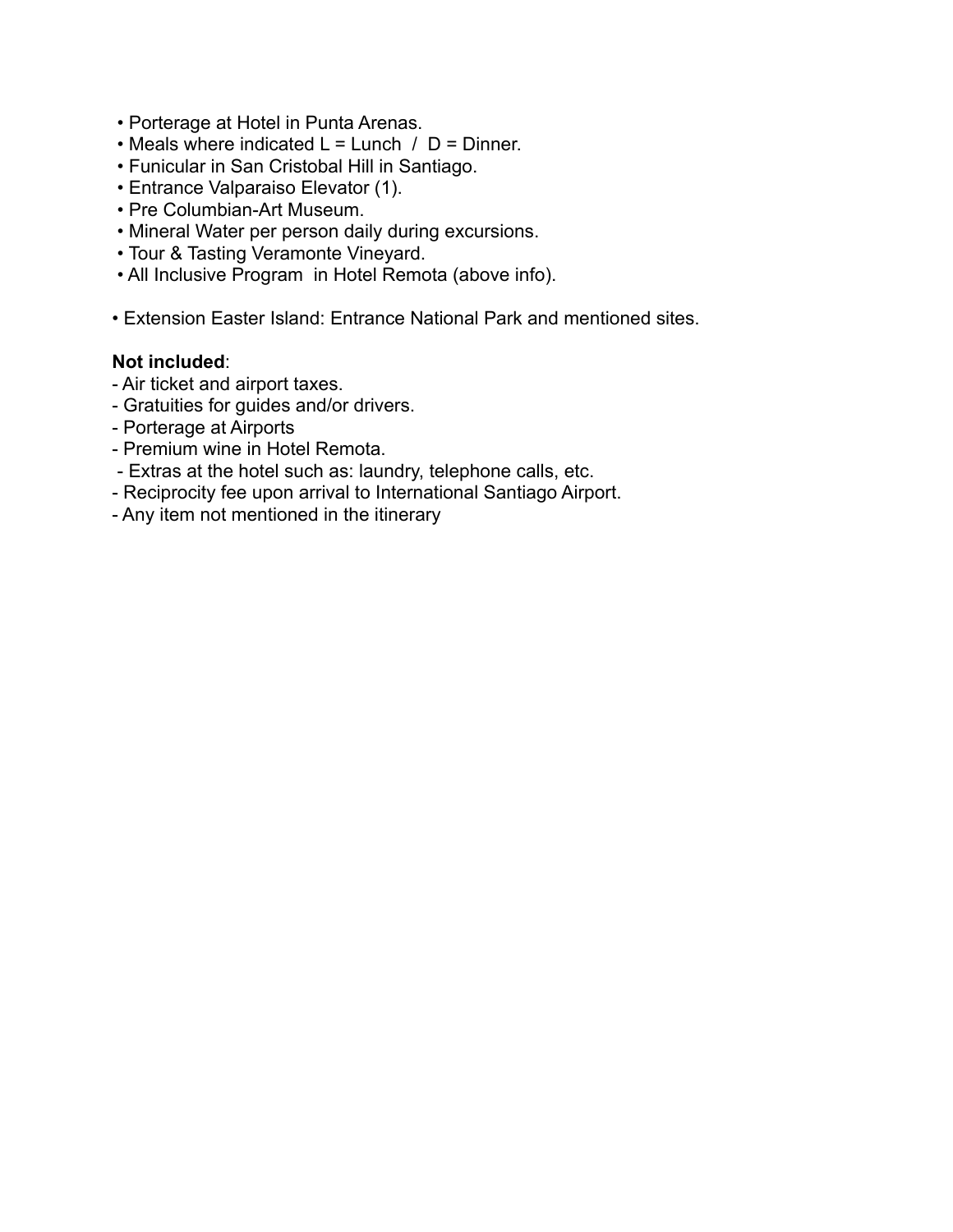- Porterage at Hotel in Punta Arenas.
- Meals where indicated L = Lunch / D = Dinner.
- Funicular in San Cristobal Hill in Santiago.
- Entrance Valparaiso Elevator (1).
- Pre Columbian-Art Museum.
- Mineral Water per person daily during excursions.
- Tour & Tasting Veramonte Vineyard.
- All Inclusive Program in Hotel Remota (above info).

- Extension Easter Island: Entrance National Park and mentioned sites.

**Not included**:

- Air ticket and airport taxes.
- Gratuities for guides and/or drivers.
- Porterage at Airports
- Premium wine in Hotel Remota.
- Extras at the hotel such as: laundry, telephone calls, etc.
- Reciprocity fee upon arrival to International Santiago Airport.
- Any item not mentioned in the itinerary